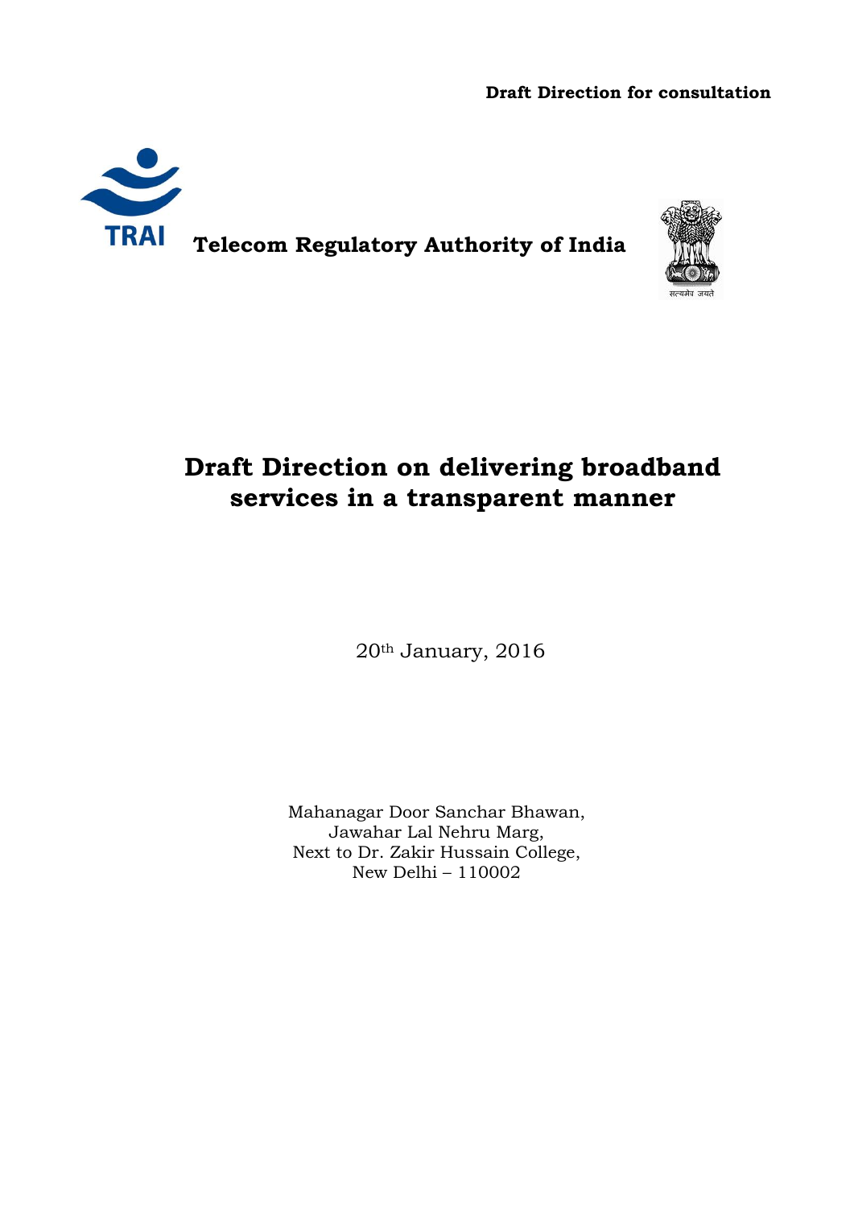**Draft Direction for consultation**

**Telecom Regulatory Authority of India**

# Draft Direction on delivering broadband services in a transparent manner

20th January, 2016

Mahanagar Door Sanchar Bhawan,
Jawahar Lal Nehru Marg,
Next to Dr. Zakir Hussain College,
New Delhi – 110002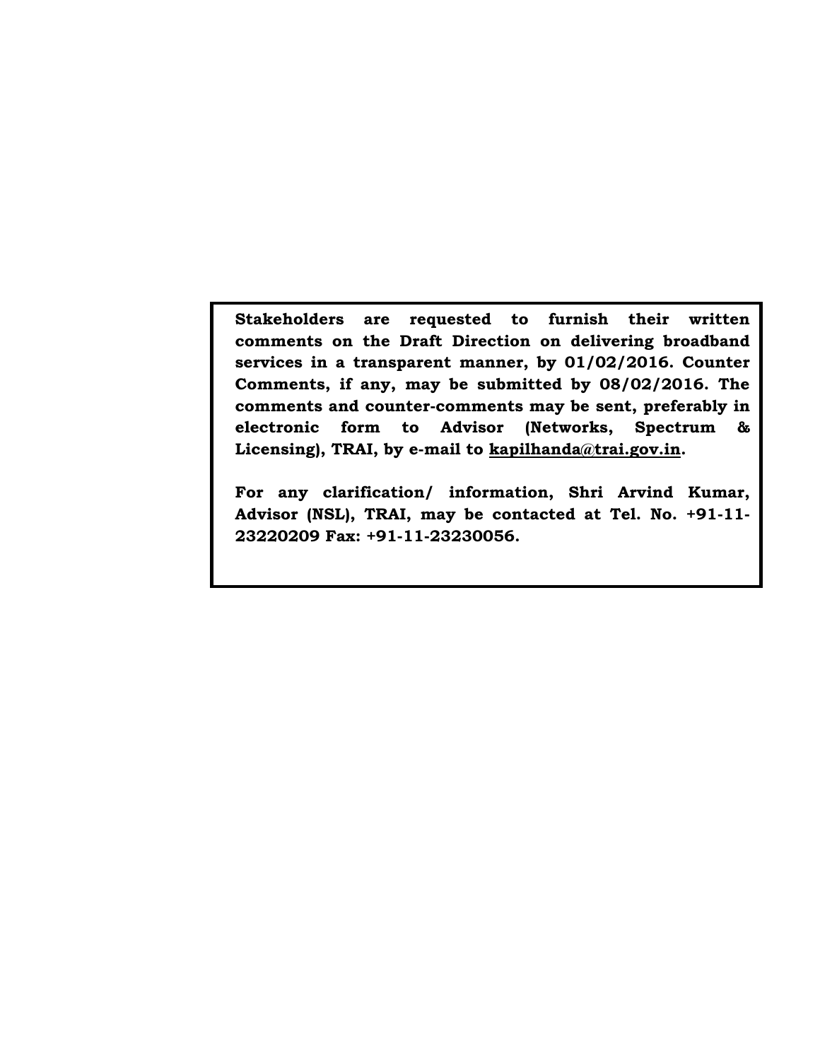**Stakeholders are requested to furnish their written comments on the Draft Direction on delivering broadband services in a transparent manner, by 01/02/2016. Counter Comments, if any, may be submitted by 08/02/2016. The comments and counter-comments may be sent, preferably in electronic form to Advisor (Networks, Spectrum & Licensing), TRAI, by e-mail to kapilhanda@trai.gov.in.**

**For any clarification/ information, Shri Arvind Kumar, Advisor (NSL), TRAI, may be contacted at Tel. No. +91-11-23220209 Fax: +91-11-23230056.**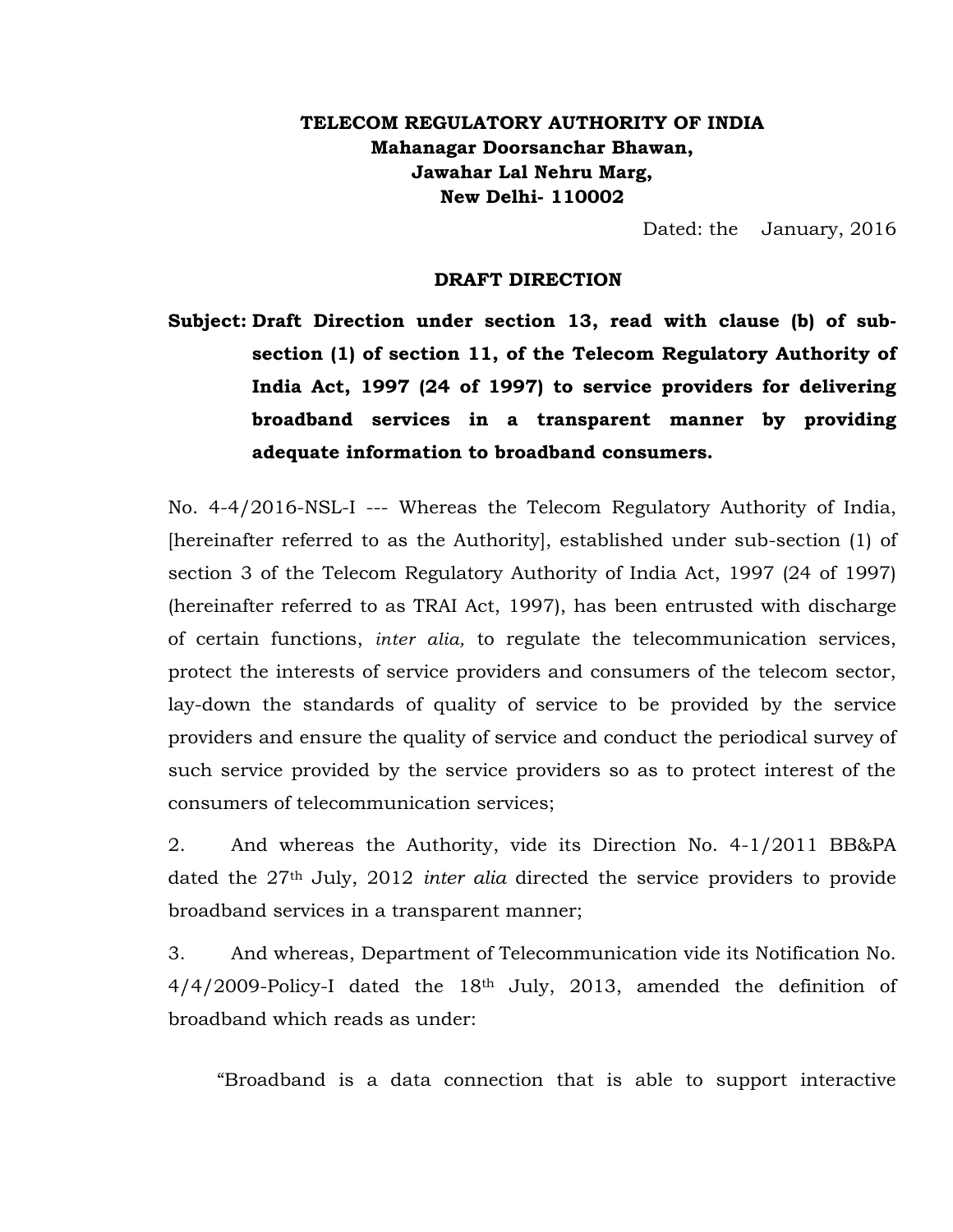**TELECOM REGULATORY AUTHORITY OF INDIA**
**Mahanagar Doorsanchar Bhawan,**
**Jawahar Lal Nehru Marg,**
**New Delhi- 110002**

Dated: the January, 2016

**DRAFT DIRECTION**

**Subject: Draft Direction under section 13, read with clause (b) of sub-section (1) of section 11, of the Telecom Regulatory Authority of India Act, 1997 (24 of 1997) to service providers for delivering broadband services in a transparent manner by providing adequate information to broadband consumers.**

No. 4-4/2016-NSL-I --- Whereas the Telecom Regulatory Authority of India, [hereinafter referred to as the Authority], established under sub-section (1) of section 3 of the Telecom Regulatory Authority of India Act, 1997 (24 of 1997) (hereinafter referred to as TRAI Act, 1997), has been entrusted with discharge of certain functions, *inter alia,* to regulate the telecommunication services, protect the interests of service providers and consumers of the telecom sector, lay-down the standards of quality of service to be provided by the service providers and ensure the quality of service and conduct the periodical survey of such service provided by the service providers so as to protect interest of the consumers of telecommunication services;

2. And whereas the Authority, vide its Direction No. 4-1/2011 BB&PA dated the 27th July, 2012 *inter alia* directed the service providers to provide broadband services in a transparent manner;

3. And whereas, Department of Telecommunication vide its Notification No. 4/4/2009-Policy-I dated the 18th July, 2013, amended the definition of broadband which reads as under:

"Broadband is a data connection that is able to support interactive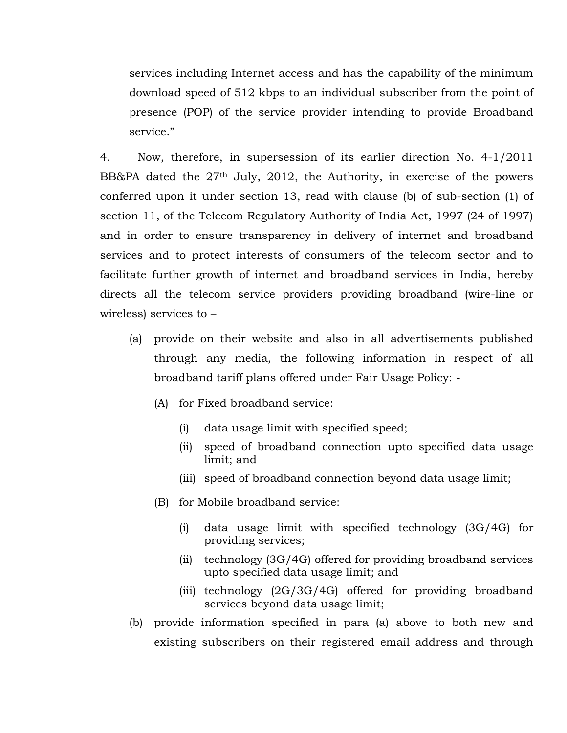services including Internet access and has the capability of the minimum download speed of 512 kbps to an individual subscriber from the point of presence (POP) of the service provider intending to provide Broadband service."

4. Now, therefore, in supersession of its earlier direction No. 4-1/2011 BB&PA dated the 27th July, 2012, the Authority, in exercise of the powers conferred upon it under section 13, read with clause (b) of sub-section (1) of section 11, of the Telecom Regulatory Authority of India Act, 1997 (24 of 1997) and in order to ensure transparency in delivery of internet and broadband services and to protect interests of consumers of the telecom sector and to facilitate further growth of internet and broadband services in India, hereby directs all the telecom service providers providing broadband (wire-line or wireless) services to –

- (a) provide on their website and also in all advertisements published through any media, the following information in respect of all broadband tariff plans offered under Fair Usage Policy: -
  - (A) for Fixed broadband service:
    - (i) data usage limit with specified speed;
    - (ii) speed of broadband connection upto specified data usage limit; and
    - (iii) speed of broadband connection beyond data usage limit;
  - (B) for Mobile broadband service:
    - (i) data usage limit with specified technology (3G/4G) for providing services;
    - (ii) technology (3G/4G) offered for providing broadband services upto specified data usage limit; and
    - (iii) technology (2G/3G/4G) offered for providing broadband services beyond data usage limit;
- (b) provide information specified in para (a) above to both new and existing subscribers on their registered email address and through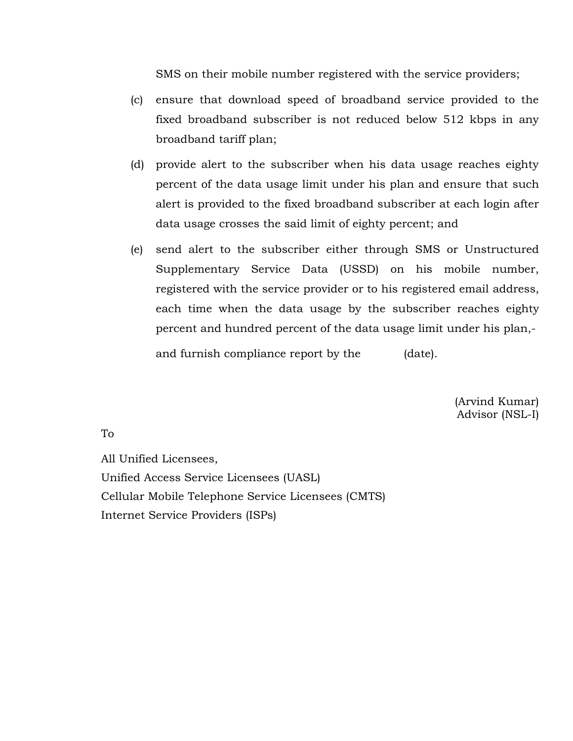SMS on their mobile number registered with the service providers;

(c) ensure that download speed of broadband service provided to the fixed broadband subscriber is not reduced below 512 kbps in any broadband tariff plan;

(d) provide alert to the subscriber when his data usage reaches eighty percent of the data usage limit under his plan and ensure that such alert is provided to the fixed broadband subscriber at each login after data usage crosses the said limit of eighty percent; and

(e) send alert to the subscriber either through SMS or Unstructured Supplementary Service Data (USSD) on his mobile number, registered with the service provider or to his registered email address, each time when the data usage by the subscriber reaches eighty percent and hundred percent of the data usage limit under his plan,-

and furnish compliance report by the (date).

(Arvind Kumar)
Advisor (NSL-I)

To

All Unified Licensees,
Unified Access Service Licensees (UASL)
Cellular Mobile Telephone Service Licensees (CMTS)
Internet Service Providers (ISPs)